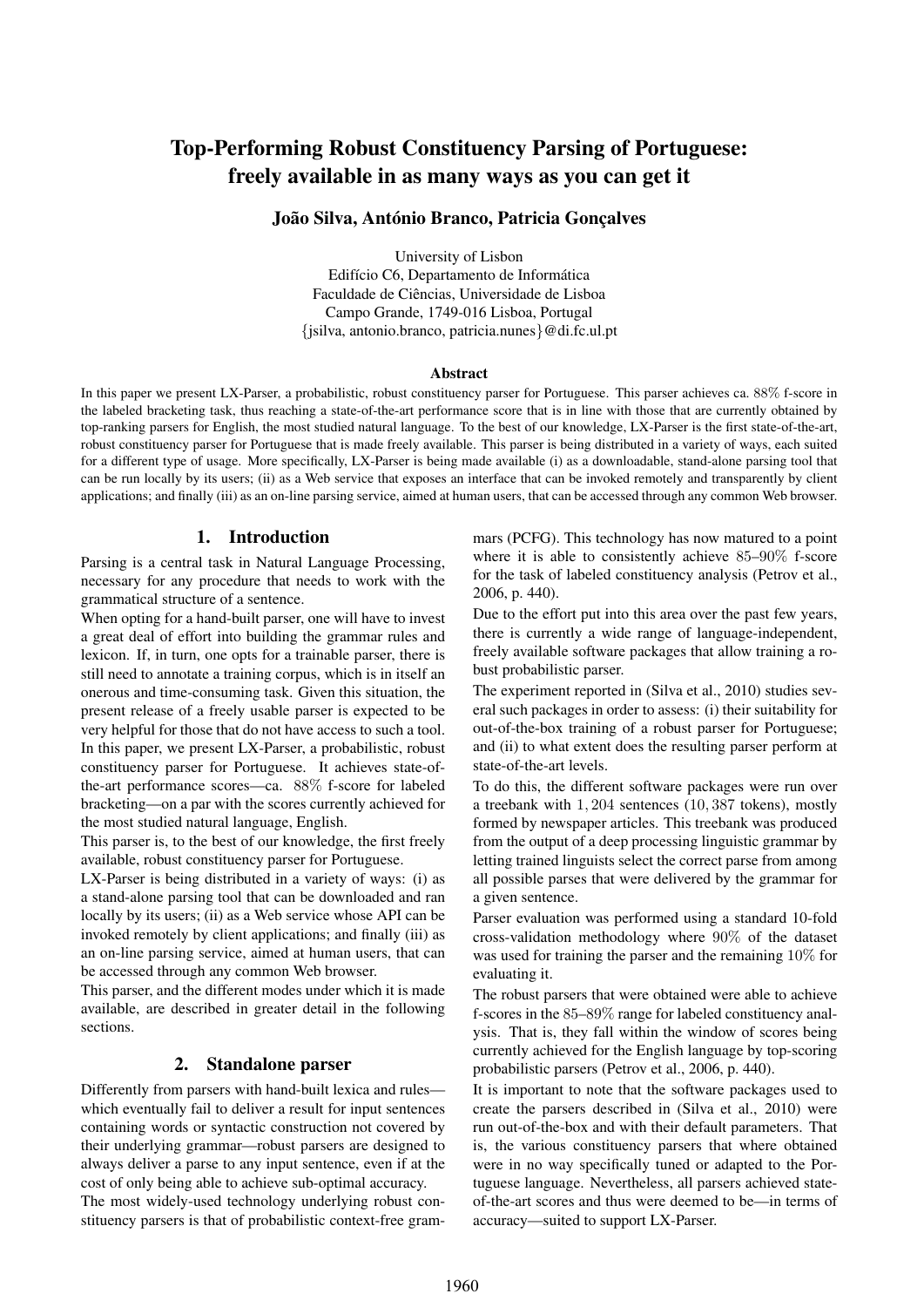# Top-Performing Robust Constituency Parsing of Portuguese: freely available in as many ways as you can get it

**João Silva, António Branco, Patricia Gonçalves**

University of Lisbon
Edifício C6, Departamento de Informática
Faculdade de Ciências, Universidade de Lisboa
Campo Grande, 1749-016 Lisboa, Portugal
{jsilva, antonio.branco, patricia.nunes}@di.fc.ul.pt

### Abstract

In this paper we present LX-Parser, a probabilistic, robust constituency parser for Portuguese. This parser achieves ca. 88% f-score in the labeled bracketing task, thus reaching a state-of-the-art performance score that is in line with those that are currently obtained by top-ranking parsers for English, the most studied natural language. To the best of our knowledge, LX-Parser is the first state-of-the-art, robust constituency parser for Portuguese that is made freely available. This parser is being distributed in a variety of ways, each suited for a different type of usage. More specifically, LX-Parser is being made available (i) as a downloadable, stand-alone parsing tool that can be run locally by its users; (ii) as a Web service that exposes an interface that can be invoked remotely and transparently by client applications; and finally (iii) as an on-line parsing service, aimed at human users, that can be accessed through any common Web browser.

## 1. Introduction

Parsing is a central task in Natural Language Processing, necessary for any procedure that needs to work with the grammatical structure of a sentence.

When opting for a hand-built parser, one will have to invest a great deal of effort into building the grammar rules and lexicon. If, in turn, one opts for a trainable parser, there is still need to annotate a training corpus, which is in itself an onerous and time-consuming task. Given this situation, the present release of a freely usable parser is expected to be very helpful for those that do not have access to such a tool.

In this paper, we present LX-Parser, a probabilistic, robust constituency parser for Portuguese. It achieves state-of-the-art performance scores—ca. 88% f-score for labeled bracketing—on a par with the scores currently achieved for the most studied natural language, English.

This parser is, to the best of our knowledge, the first freely available, robust constituency parser for Portuguese.

LX-Parser is being distributed in a variety of ways: (i) as a stand-alone parsing tool that can be downloaded and ran locally by its users; (ii) as a Web service whose API can be invoked remotely by client applications; and finally (iii) as an on-line parsing service, aimed at human users, that can be accessed through any common Web browser.

This parser, and the different modes under which it is made available, are described in greater detail in the following sections.

## 2. Standalone parser

Differently from parsers with hand-built lexica and rules—which eventually fail to deliver a result for input sentences containing words or syntactic construction not covered by their underlying grammar—robust parsers are designed to always deliver a parse to any input sentence, even if at the cost of only being able to achieve sub-optimal accuracy.

The most widely-used technology underlying robust constituency parsers is that of probabilistic context-free grammars (PCFG). This technology has now matured to a point where it is able to consistently achieve 85–90% f-score for the task of labeled constituency analysis (Petrov et al., 2006, p. 440).

Due to the effort put into this area over the past few years, there is currently a wide range of language-independent, freely available software packages that allow training a robust probabilistic parser.

The experiment reported in (Silva et al., 2010) studies several such packages in order to assess: (i) their suitability for out-of-the-box training of a robust parser for Portuguese; and (ii) to what extent does the resulting parser perform at state-of-the-art levels.

To do this, the different software packages were run over a treebank with 1,204 sentences (10,387 tokens), mostly formed by newspaper articles. This treebank was produced from the output of a deep processing linguistic grammar by letting trained linguists select the correct parse from among all possible parses that were delivered by the grammar for a given sentence.

Parser evaluation was performed using a standard 10-fold cross-validation methodology where 90% of the dataset was used for training the parser and the remaining 10% for evaluating it.

The robust parsers that were obtained were able to achieve f-scores in the 85–89% range for labeled constituency analysis. That is, they fall within the window of scores being currently achieved for the English language by top-scoring probabilistic parsers (Petrov et al., 2006, p. 440).

It is important to note that the software packages used to create the parsers described in (Silva et al., 2010) were run out-of-the-box and with their default parameters. That is, the various constituency parsers that where obtained were in no way specifically tuned or adapted to the Portuguese language. Nevertheless, all parsers achieved state-of-the-art scores and thus were deemed to be—in terms of accuracy—suited to support LX-Parser.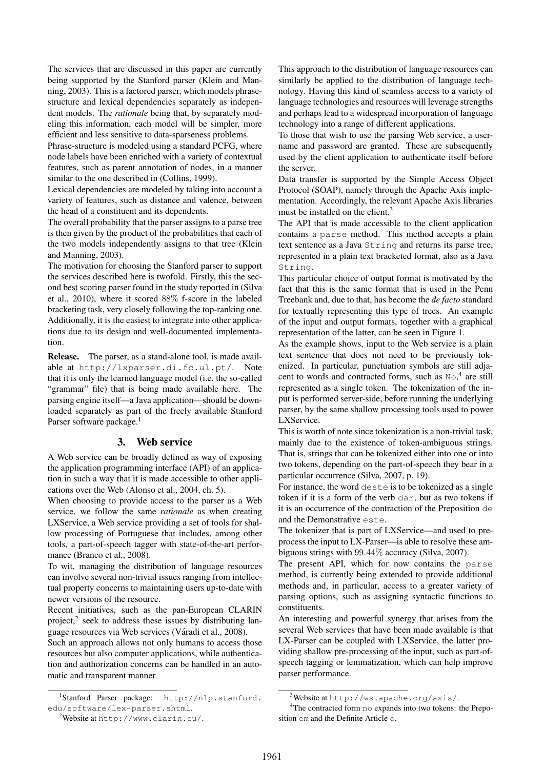The services that are discussed in this paper are currently being supported by the Stanford parser (Klein and Manning, 2003). This is a factored parser, which models phrase-structure and lexical dependencies separately as independent models. The *rationale* being that, by separately modeling this information, each model will be simpler, more efficient and less sensitive to data-sparseness problems.

Phrase-structure is modeled using a standard PCFG, where node labels have been enriched with a variety of contextual features, such as parent annotation of nodes, in a manner similar to the one described in (Collins, 1999).

Lexical dependencies are modeled by taking into account a variety of features, such as distance and valence, between the head of a constituent and its dependents.

The overall probability that the parser assigns to a parse tree is then given by the product of the probabilities that each of the two models independently assigns to that tree (Klein and Manning, 2003).

The motivation for choosing the Stanford parser to support the services described here is twofold. Firstly, this the second best scoring parser found in the study reported in (Silva et al., 2010), where it scored 88% f-score in the labeled bracketing task, very closely following the top-ranking one. Additionally, it is the easiest to integrate into other applications due to its design and well-documented implementation.

**Release.** The parser, as a stand-alone tool, is made available at `http://lxparser.di.fc.ul.pt/`. Note that it is only the learned language model (i.e. the so-called "grammar" file) that is being made available here. The parsing engine itself—a Java application—should be downloaded separately as part of the freely available Stanford Parser software package.[1]

## 3. Web service

A Web service can be broadly defined as way of exposing the application programming interface (API) of an application in such a way that it is made accessible to other applications over the Web (Alonso et al., 2004, ch. 5).

When choosing to provide access to the parser as a Web service, we follow the same *rationale* as when creating LXService, a Web service providing a set of tools for shallow processing of Portuguese that includes, among other tools, a part-of-speech tagger with state-of-the-art performance (Branco et al., 2008).

To wit, managing the distribution of language resources can involve several non-trivial issues ranging from intellectual property concerns to maintaining users up-to-date with newer versions of the resource.

Recent initiatives, such as the pan-European CLARIN project,[2] seek to address these issues by distributing language resources via Web services (Váradi et al., 2008).

Such an approach allows not only humans to access those resources but also computer applications, while authentication and authorization concerns can be handled in an automatic and transparent manner.

This approach to the distribution of language resources can similarly be applied to the distribution of language technology. Having this kind of seamless access to a variety of language technologies and resources will leverage strengths and perhaps lead to a widespread incorporation of language technology into a range of different applications.

To those that wish to use the parsing Web service, a username and password are granted. These are subsequently used by the client application to authenticate itself before the server.

Data transfer is supported by the Simple Access Object Protocol (SOAP), namely through the Apache Axis implementation. Accordingly, the relevant Apache Axis libraries must be installed on the client.[3]

The API that is made accessible to the client application contains a `parse` method. This method accepts a plain text sentence as a Java `String` and returns its parse tree, represented in a plain text bracketed format, also as a Java `String`.

This particular choice of output format is motivated by the fact that this is the same format that is used in the Penn Treebank and, due to that, has become the *de facto* standard for textually representing this type of trees. An example of the input and output formats, together with a graphical representation of the latter, can be seen in Figure 1.

As the example shows, input to the Web service is a plain text sentence that does not need to be previously tokenized. In particular, punctuation symbols are still adjacent to words and contracted forms, such as `No`,[4] are still represented as a single token. The tokenization of the input is performed server-side, before running the underlying parser, by the same shallow processing tools used to power LXService.

This is worth of note since tokenization is a non-trivial task, mainly due to the existence of token-ambiguous strings. That is, strings that can be tokenized either into one or into two tokens, depending on the part-of-speech they bear in a particular occurrence (Silva, 2007, p. 19).

For instance, the word `deste` is to be tokenized as a single token if it is a form of the verb `dar`, but as two tokens if it is an occurrence of the contraction of the Preposition `de` and the Demonstrative `este`.

The tokenizer that is part of LXService—and used to preprocess the input to LX-Parser—is able to resolve these ambiguous strings with 99.44% accuracy (Silva, 2007).

The present API, which for now contains the `parse` method, is currently being extended to provide additional methods and, in particular, access to a greater variety of parsing options, such as assigning syntactic functions to constituents.

An interesting and powerful synergy that arises from the several Web services that have been made available is that LX-Parser can be coupled with LXService, the latter providing shallow pre-processing of the input, such as part-of-speech tagging or lemmatization, which can help improve parser performance.

---

[1] Stanford Parser package: `http://nlp.stanford.edu/software/lex-parser.shtml`.

[2] Website at `http://www.clarin.eu/`.

[3] Website at `http://ws.apache.org/axis/`.

[4] The contracted form `no` expands into two tokens: the Preposition `em` and the Definite Article `o`.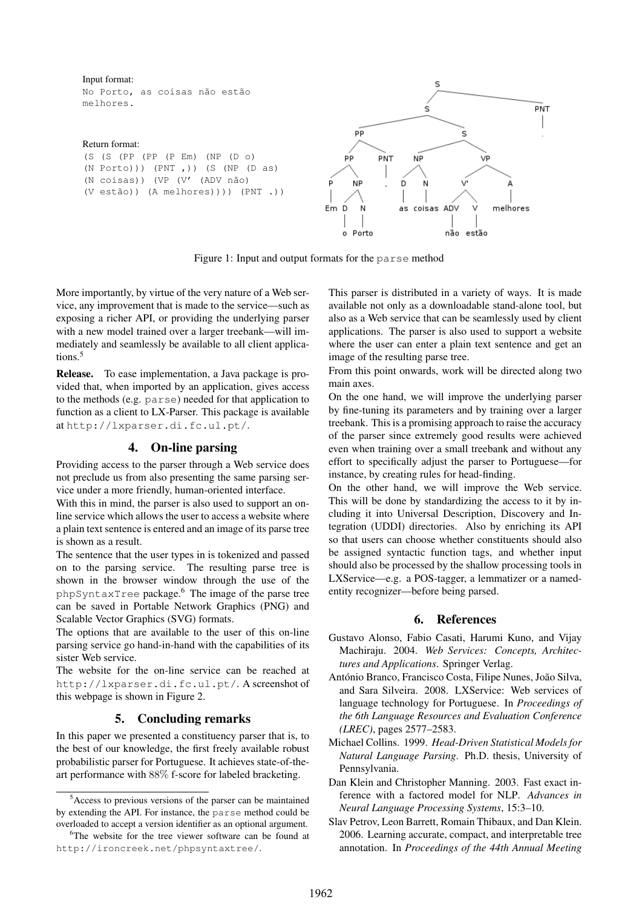Input format:
```
No Porto, as coisas não estão
melhores.
```

Return format:
```
(S (S (PP (PP (P Em) (NP (D o)
(N Porto))) (PNT ,)) (S (NP (D as)
(N coisas)) (VP (V' (ADV não)
(V estão)) (A melhores)))) (PNT .))
```

Figure 1: Input and output formats for the parse method

More importantly, by virtue of the very nature of a Web service, any improvement that is made to the service—such as exposing a richer API, or providing the underlying parser with a new model trained over a larger treebank—will immediately and seamlessly be available to all client applications.[5]

**Release.** To ease implementation, a Java package is provided that, when imported by an application, gives access to the methods (e.g. `parse`) needed for that application to function as a client to LX-Parser. This package is available at `http://lxparser.di.fc.ul.pt/`.

## 4. On-line parsing

Providing access to the parser through a Web service does not preclude us from also presenting the same parsing service under a more friendly, human-oriented interface.

With this in mind, the parser is also used to support an online service which allows the user to access a website where a plain text sentence is entered and an image of its parse tree is shown as a result.

The sentence that the user types in is tokenized and passed on to the parsing service. The resulting parse tree is shown in the browser window through the use of the `phpSyntaxTree` package.[6] The image of the parse tree can be saved in Portable Network Graphics (PNG) and Scalable Vector Graphics (SVG) formats.

The options that are available to the user of this on-line parsing service go hand-in-hand with the capabilities of its sister Web service.

The website for the on-line service can be reached at `http://lxparser.di.fc.ul.pt/`. A screenshot of this webpage is shown in Figure 2.

## 5. Concluding remarks

In this paper we presented a constituency parser that is, to the best of our knowledge, the first freely available robust probabilistic parser for Portuguese. It achieves state-of-the-art performance with 88% f-score for labeled bracketing.

This parser is distributed in a variety of ways. It is made available not only as a downloadable stand-alone tool, but also as a Web service that can be seamlessly used by client applications. The parser is also used to support a website where the user can enter a plain text sentence and get an image of the resulting parse tree.

From this point onwards, work will be directed along two main axes.

On the one hand, we will improve the underlying parser by fine-tuning its parameters and by training over a larger treebank. This is a promising approach to raise the accuracy of the parser since extremely good results were achieved even when training over a small treebank and without any effort to specifically adjust the parser to Portuguese—for instance, by creating rules for head-finding.

On the other hand, we will improve the Web service. This will be done by standardizing the access to it by including it into Universal Description, Discovery and Integration (UDDI) directories. Also by enriching its API so that users can choose whether constituents should also be assigned syntactic function tags, and whether input should also be processed by the shallow processing tools in LXService—e.g. a POS-tagger, a lemmatizer or a named-entity recognizer—before being parsed.

## 6. References

Gustavo Alonso, Fabio Casati, Harumi Kuno, and Vijay Machiraju. 2004. *Web Services: Concepts, Architectures and Applications*. Springer Verlag.

António Branco, Francisco Costa, Filipe Nunes, João Silva, and Sara Silveira. 2008. LXService: Web services of language technology for Portuguese. In *Proceedings of the 6th Language Resources and Evaluation Conference (LREC)*, pages 2577–2583.

Michael Collins. 1999. *Head-Driven Statistical Models for Natural Language Parsing*. Ph.D. thesis, University of Pennsylvania.

Dan Klein and Christopher Manning. 2003. Fast exact inference with a factored model for NLP. *Advances in Neural Language Processing Systems*, 15:3–10.

Slav Petrov, Leon Barrett, Romain Thibaux, and Dan Klein. 2006. Learning accurate, compact, and interpretable tree annotation. In *Proceedings of the 44th Annual Meeting*

[5] Access to previous versions of the parser can be maintained by extending the API. For instance, the `parse` method could be overloaded to accept a version identifier as an optional argument.

[6] The website for the tree viewer software can be found at `http://ironcreek.net/phpsyntaxtree/`.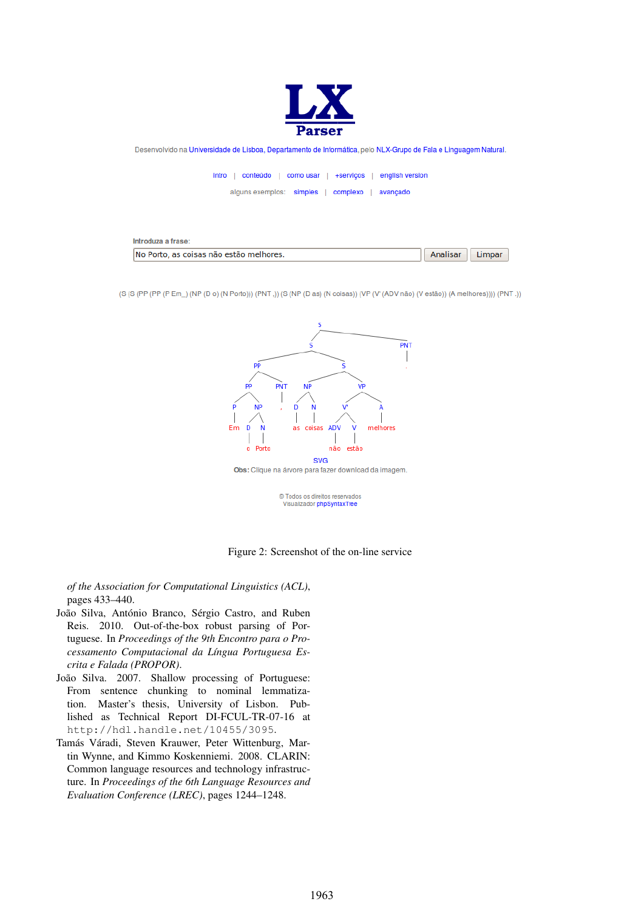LX Parser

Desenvolvido na Universidade de Lisboa, Departamento de Informática, pelo NLX-Grupo de Fala e Linguagem Natural.

intro | conteúdo | como usar | +serviços | english version

alguns exemplos: simples | complexo | avançado

Introduza a frase:

No Porto, as coisas não estão melhores. Analisar Limpar

(S (S (PP (PP (P Em_) (NP (D o) (N Porto))) (PNT ,)) (S (NP (D as) (N coisas)) (VP (V' (ADV não) (V estão)) (A melhores)))) (PNT .))

S
S
PNT
PP
S
PP
PNT
NP
VP
P
NP
D
N
V'
A
Em
D
N
,
as
coisas
ADV
V
melhores
o
Porto
não
estão

SVG

**Obs:** Clique na árvore para fazer download da imagem.

© Todos os direitos reservados
Visualizador phpSyntaxTree

Figure 2: Screenshot of the on-line service

*of the Association for Computational Linguistics (ACL)*, pages 433–440.

João Silva, António Branco, Sérgio Castro, and Ruben Reis. 2010. Out-of-the-box robust parsing of Portuguese. In *Proceedings of the 9th Encontro para o Processamento Computacional da Língua Portuguesa Escrita e Falada (PROPOR)*.

João Silva. 2007. Shallow processing of Portuguese: From sentence chunking to nominal lemmatization. Master's thesis, University of Lisbon. Published as Technical Report DI-FCUL-TR-07-16 at `http://hdl.handle.net/10455/3095`.

Tamás Váradi, Steven Krauwer, Peter Wittenburg, Martin Wynne, and Kimmo Koskenniemi. 2008. CLARIN: Common language resources and technology infrastructure. In *Proceedings of the 6th Language Resources and Evaluation Conference (LREC)*, pages 1244–1248.